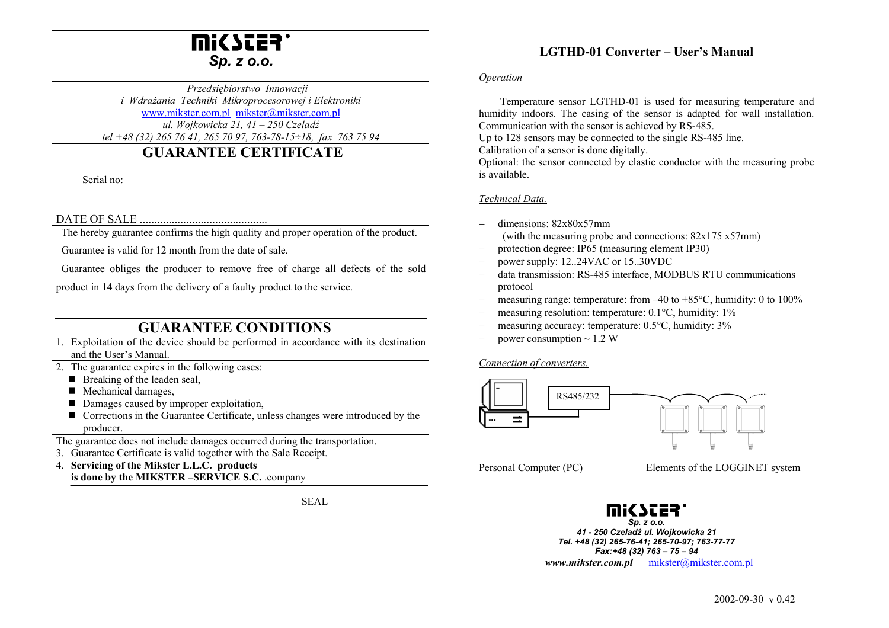# MIKSTER Sp. z o.o.

*Przedsiębiorstwo Innowacji*
*i Wdrażania Techniki Mikroprocesorowej i Elektroniki*
www.mikster.com.pl mikster@mikster.com.pl
*ul. Wojkowicka 21, 41 – 250 Czeladź*
*tel +48 (32) 265 76 41, 265 70 97, 763-78-15÷18, fax 763 75 94*

## GUARANTEE CERTIFICATE

Serial no:

DATE OF SALE ............................................

The hereby guarantee confirms the high quality and proper operation of the product.

Guarantee is valid for 12 month from the date of sale.

Guarantee obliges the producer to remove free of charge all defects of the sold product in 14 days from the delivery of a faulty product to the service.

## GUARANTEE CONDITIONS

1. Exploitation of the device should be performed in accordance with its destination and the User's Manual.
2. The guarantee expires in the following cases:
   - Breaking of the leaden seal,
   - Mechanical damages,
   - Damages caused by improper exploitation,
   - Corrections in the Guarantee Certificate, unless changes were introduced by the producer.

The guarantee does not include damages occurred during the transportation.

3. Guarantee Certificate is valid together with the Sale Receipt.
4. **Servicing of the Mikster L.L.C. products is done by the MIKSTER –SERVICE S.C.** .company

SEAL

## LGTHD-01 Converter – User's Manual

*Operation*

Temperature sensor LGTHD-01 is used for measuring temperature and humidity indoors. The casing of the sensor is adapted for wall installation. Communication with the sensor is achieved by RS-485.
Up to 128 sensors may be connected to the single RS-485 line.
Calibration of a sensor is done digitally.
Optional: the sensor connected by elastic conductor with the measuring probe is available.

*Technical Data.*

- dimensions: 82x80x57mm
  (with the measuring probe and connections: 82x175 x57mm)
- protection degree: IP65 (measuring element IP30)
- power supply: 12..24VAC or 15..30VDC
- data transmission: RS-485 interface, MODBUS RTU communications protocol
- measuring range: temperature: from –40 to +85°C, humidity: 0 to 100%
- measuring resolution: temperature: 0.1°C, humidity: 1%
- measuring accuracy: temperature: 0.5°C, humidity: 3%
- power consumption ~ 1.2 W

*Connection of converters.*

RS485/232

Personal Computer (PC) Elements of the LOGGINET system

MIKSTER Sp. z o.o.
**41 - 250 Czeladź ul. Wojkowicka 21**
**Tel. +48 (32) 265-76-41; 265-70-97; 763-77-77**
**Fax:+48 (32) 763 – 75 – 94**
***www.mikster.com.pl*** mikster@mikster.com.pl

2002-09-30 v 0.42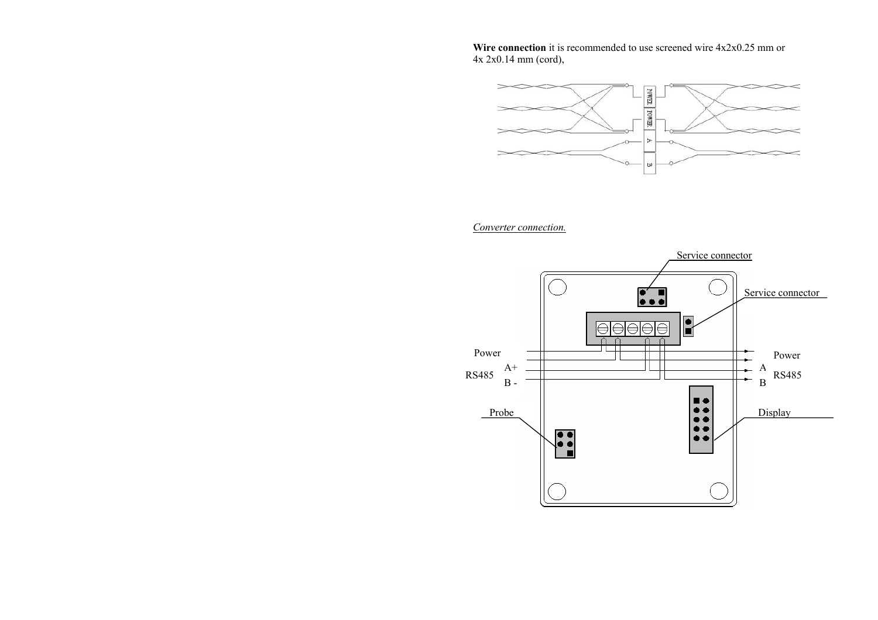**Wire connection** it is recommended to use screened wire 4x2x0.25 mm or 4x 2x0.14 mm (cord),

POWER
POWER
A
B

*Converter connection.*

Service connector
Service connector
Power
A+
RS485
B -
Power
A
RS485
B
Probe
Display